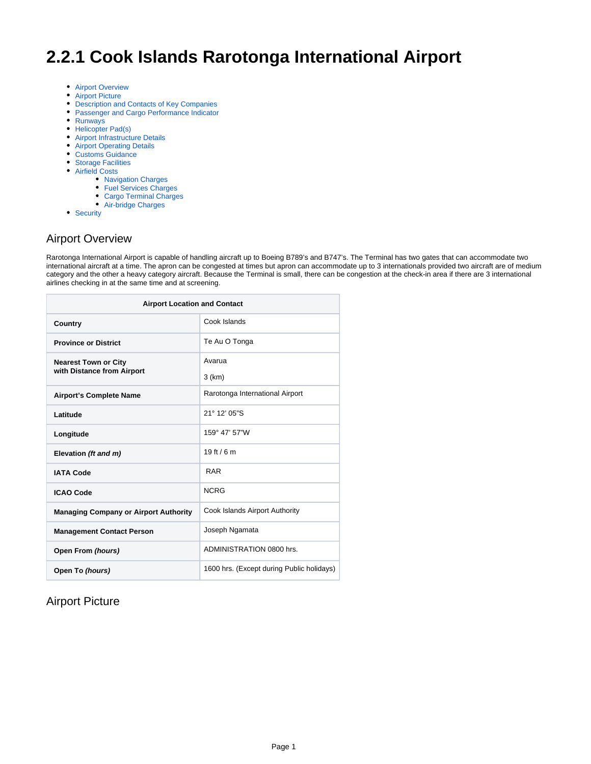# 2.2.1 Cook Islands Rarotonga International Airport

- Airport Overview
- Airport Picture
- Description and Contacts of Key Companies
- Passenger and Cargo Performance Indicator
- Runways
- Helicopter Pad(s)
- Airport Infrastructure Details
- Airport Operating Details
- Customs Guidance
- Storage Facilities
- Airfield Costs
    - Navigation Charges
    - Fuel Services Charges
    - Cargo Terminal Charges
    - Air-bridge Charges
- Security

## Airport Overview

Rarotonga International Airport is capable of handling aircraft up to Boeing B789's and B747's. The Terminal has two gates that can accommodate two international aircraft at a time. The apron can be congested at times but apron can accommodate up to 3 internationals provided two aircraft are of medium category and the other a heavy category aircraft. Because the Terminal is small, there can be congestion at the check-in area if there are 3 international airlines checking in at the same time and at screening.

| Airport Location and Contact | |
|---|---|
| **Country** | Cook Islands |
| **Province or District** | Te Au O Tonga |
| **Nearest Town or City with Distance from Airport** | Avarua<br>3 (km) |
| **Airport's Complete Name** | Rarotonga International Airport |
| **Latitude** | 21° 12' 05"S |
| **Longitude** | 159° 47' 57"W |
| **Elevation *(ft and m)*** | 19 ft / 6 m |
| **IATA Code** | RAR |
| **ICAO Code** | NCRG |
| **Managing Company or Airport Authority** | Cook Islands Airport Authority |
| **Management Contact Person** | Joseph Ngamata |
| **Open From *(hours)*** | ADMINISTRATION 0800 hrs. |
| **Open To *(hours)*** | 1600 hrs. (Except during Public holidays) |

## Airport Picture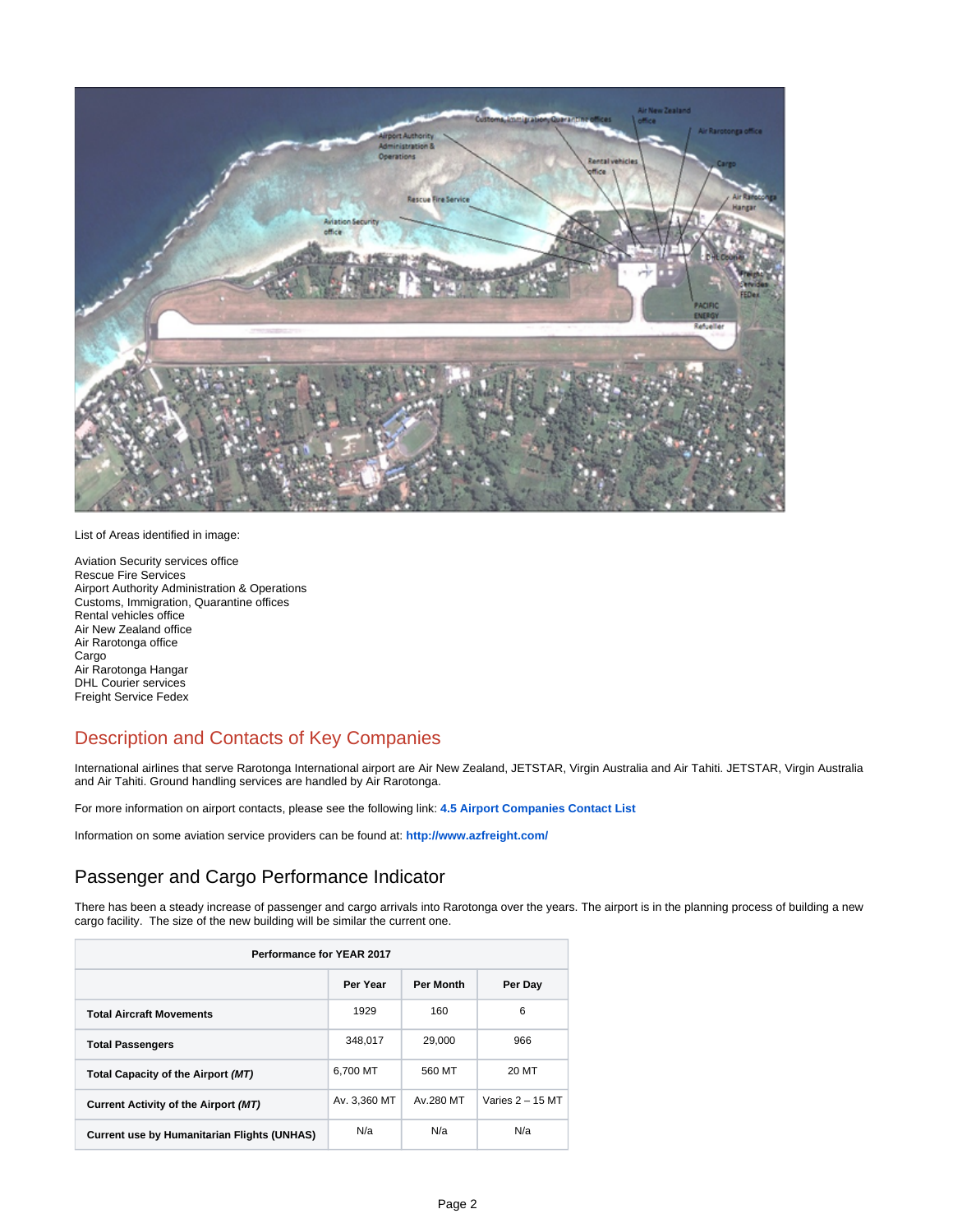List of Areas identified in image:

Aviation Security services office
Rescue Fire Services
Airport Authority Administration & Operations
Customs, Immigration, Quarantine offices
Rental vehicles office
Air New Zealand office
Air Rarotonga office
Cargo
Air Rarotonga Hangar
DHL Courier services
Freight Service Fedex

## Description and Contacts of Key Companies

International airlines that serve Rarotonga International airport are Air New Zealand, JETSTAR, Virgin Australia and Air Tahiti. JETSTAR, Virgin Australia and Air Tahiti. Ground handling services are handled by Air Rarotonga.

For more information on airport contacts, please see the following link: **4.5 Airport Companies Contact List**

Information on some aviation service providers can be found at: **http://www.azfreight.com/**

## Passenger and Cargo Performance Indicator

There has been a steady increase of passenger and cargo arrivals into Rarotonga over the years. The airport is in the planning process of building a new cargo facility. The size of the new building will be similar the current one.

| Performance for YEAR 2017 | | | |
|---|---|---|---|
| | **Per Year** | **Per Month** | **Per Day** |
| **Total Aircraft Movements** | 1929 | 160 | 6 |
| **Total Passengers** | 348,017 | 29,000 | 966 |
| **Total Capacity of the Airport *(MT)*** | 6,700 MT | 560 MT | 20 MT |
| **Current Activity of the Airport *(MT)*** | Av. 3,360 MT | Av.280 MT | Varies 2 – 15 MT |
| **Current use by Humanitarian Flights (UNHAS)** | N/a | N/a | N/a |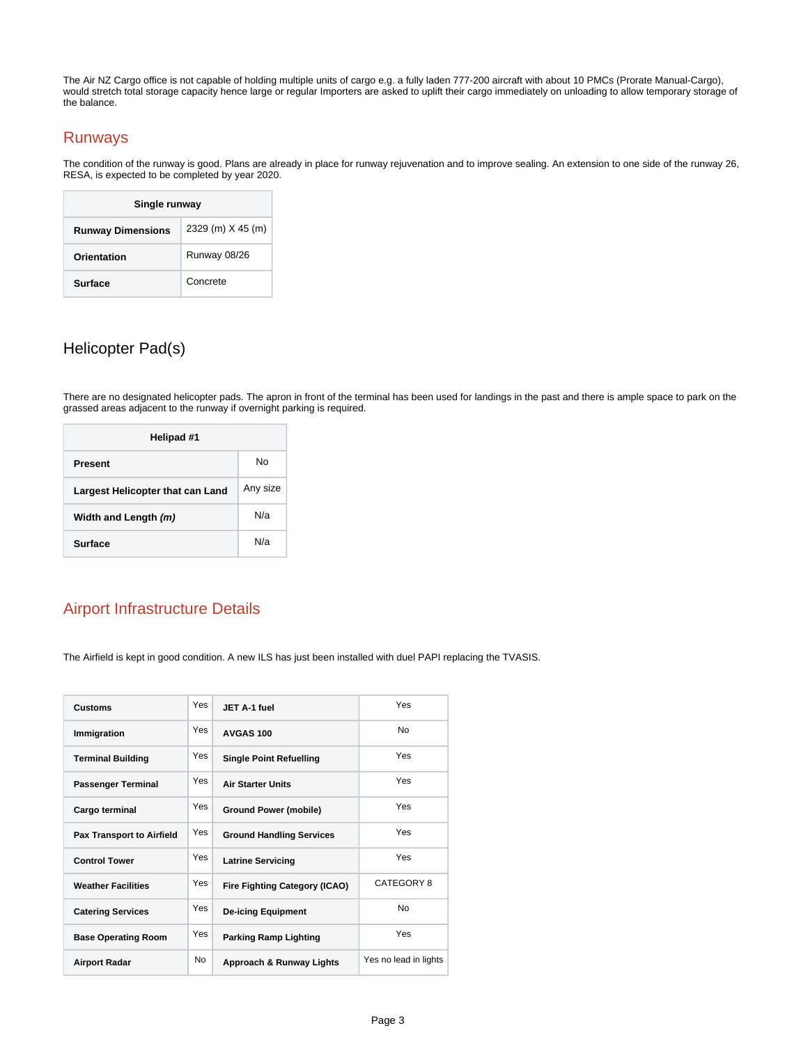The Air NZ Cargo office is not capable of holding multiple units of cargo e.g. a fully laden 777-200 aircraft with about 10 PMCs (Prorate Manual-Cargo), would stretch total storage capacity hence large or regular Importers are asked to uplift their cargo immediately on unloading to allow temporary storage of the balance.

## Runways

The condition of the runway is good. Plans are already in place for runway rejuvenation and to improve sealing. An extension to one side of the runway 26, RESA, is expected to be completed by year 2020.

| Single runway | |
|---|---|
| **Runway Dimensions** | 2329 (m) X 45 (m) |
| **Orientation** | Runway 08/26 |
| **Surface** | Concrete |

## Helicopter Pad(s)

There are no designated helicopter pads. The apron in front of the terminal has been used for landings in the past and there is ample space to park on the grassed areas adjacent to the runway if overnight parking is required.

| Helipad #1 | |
|---|---|
| **Present** | No |
| **Largest Helicopter that can Land** | Any size |
| **Width and Length *(m)*** | N/a |
| **Surface** | N/a |

## Airport Infrastructure Details

The Airfield is kept in good condition. A new ILS has just been installed with duel PAPI replacing the TVASIS.

| | | | |
|---|---|---|---|
| **Customs** | Yes | **JET A-1 fuel** | Yes |
| **Immigration** | Yes | **AVGAS 100** | No |
| **Terminal Building** | Yes | **Single Point Refuelling** | Yes |
| **Passenger Terminal** | Yes | **Air Starter Units** | Yes |
| **Cargo terminal** | Yes | **Ground Power (mobile)** | Yes |
| **Pax Transport to Airfield** | Yes | **Ground Handling Services** | Yes |
| **Control Tower** | Yes | **Latrine Servicing** | Yes |
| **Weather Facilities** | Yes | **Fire Fighting Category (ICAO)** | CATEGORY 8 |
| **Catering Services** | Yes | **De-icing Equipment** | No |
| **Base Operating Room** | Yes | **Parking Ramp Lighting** | Yes |
| **Airport Radar** | No | **Approach & Runway Lights** | Yes no lead in lights |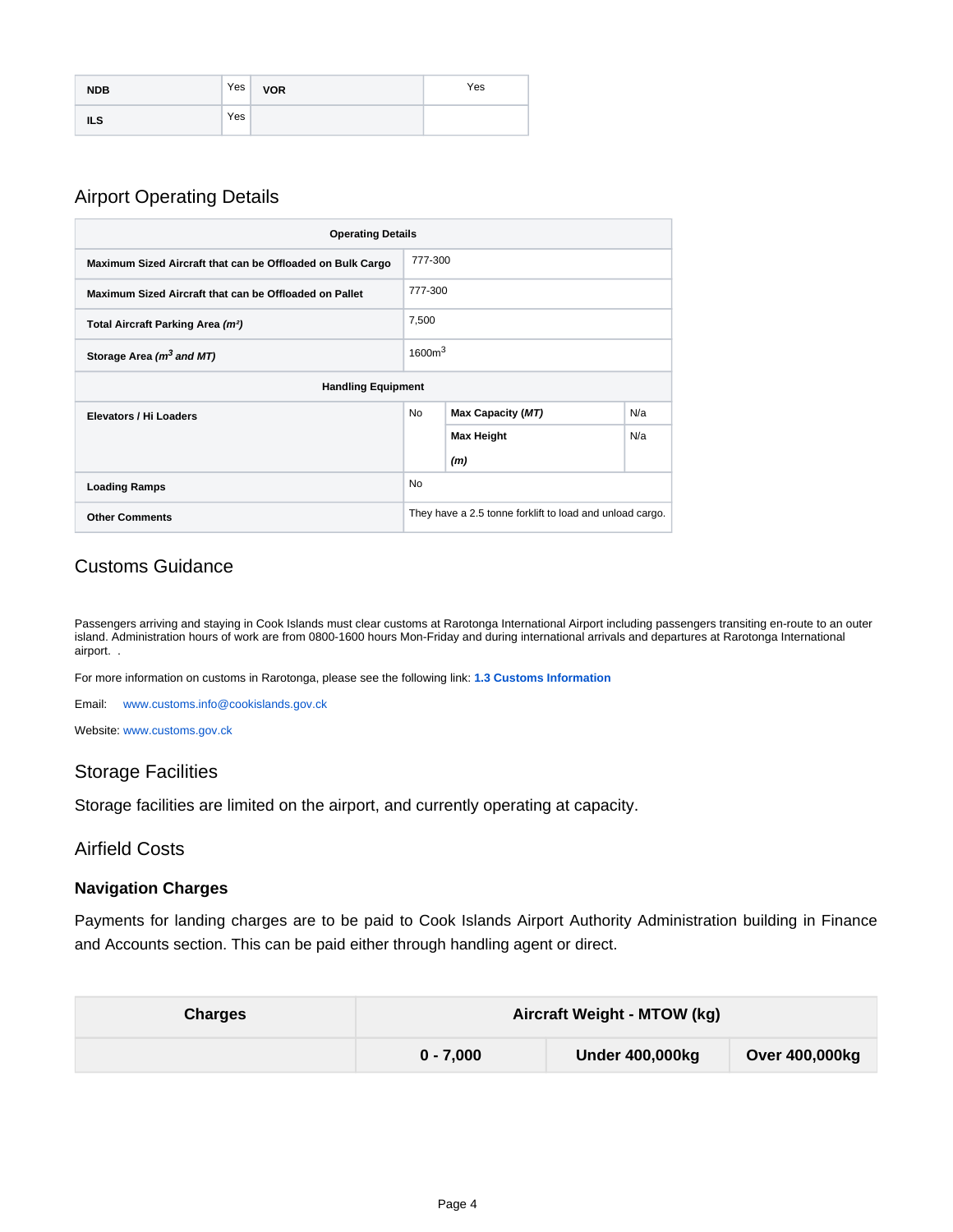| NDB | Yes | VOR | Yes |
| --- | --- | --- | --- |
| ILS | Yes | | |

## Airport Operating Details

| Operating Details | | | |
| --- | --- | --- | --- |
| Maximum Sized Aircraft that can be Offloaded on Bulk Cargo | 777-300 | | |
| Maximum Sized Aircraft that can be Offloaded on Pallet | 777-300 | | |
| Total Aircraft Parking Area *(m²)* | 7,500 | | |
| Storage Area *($m^3$ and MT)* | 1600$m^3$ | | |
| **Handling Equipment** | | | |
| Elevators / Hi Loaders | No | Max Capacity *(MT)* | N/a |
| | | Max Height *(m)* | N/a |
| Loading Ramps | No | | |
| Other Comments | They have a 2.5 tonne forklift to load and unload cargo. | | |

## Customs Guidance

Passengers arriving and staying in Cook Islands must clear customs at Rarotonga International Airport including passengers transiting en-route to an outer island. Administration hours of work are from 0800-1600 hours Mon-Friday and during international arrivals and departures at Rarotonga International airport. .

For more information on customs in Rarotonga, please see the following link: **1.3 Customs Information**

Email: www.customs.info@cookislands.gov.ck

Website: www.customs.gov.ck

## Storage Facilities

Storage facilities are limited on the airport, and currently operating at capacity.

## Airfield Costs

### Navigation Charges

Payments for landing charges are to be paid to Cook Islands Airport Authority Administration building in Finance and Accounts section. This can be paid either through handling agent or direct.

| Charges | Aircraft Weight - MTOW (kg) | | |
| --- | --- | --- | --- |
| | 0 - 7,000 | Under 400,000kg | Over 400,000kg |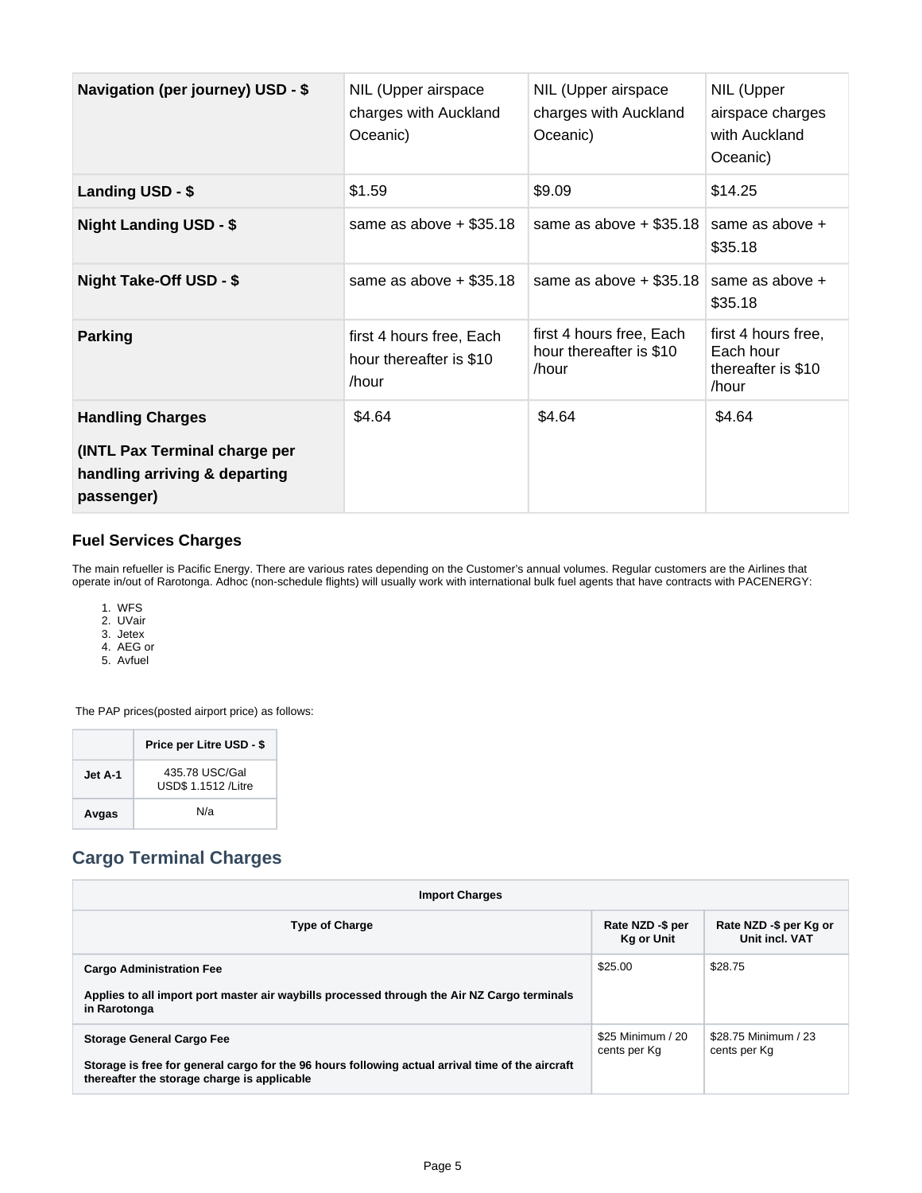| Navigation (per journey) USD - $ | NIL (Upper airspace charges with Auckland Oceanic) | NIL (Upper airspace charges with Auckland Oceanic) | NIL (Upper airspace charges with Auckland Oceanic) |
|---|---|---|---|
| **Landing USD - $** | $1.59 | $9.09 | $14.25 |
| **Night Landing USD - $** | same as above + $35.18 | same as above + $35.18 | same as above + $35.18 |
| **Night Take-Off USD - $** | same as above + $35.18 | same as above + $35.18 | same as above + $35.18 |
| **Parking** | first 4 hours free, Each hour thereafter is $10 /hour | first 4 hours free, Each hour thereafter is $10 /hour | first 4 hours free, Each hour thereafter is $10 /hour |
| **Handling Charges (INTL Pax Terminal charge per handling arriving & departing passenger)** | $4.64 | $4.64 | $4.64 |

### Fuel Services Charges

The main refueller is Pacific Energy. There are various rates depending on the Customer's annual volumes. Regular customers are the Airlines that operate in/out of Rarotonga. Adhoc (non-schedule flights) will usually work with international bulk fuel agents that have contracts with PACENERGY:

1. WFS
2. UVair
3. Jetex
4. AEG or
5. Avfuel

The PAP prices(posted airport price) as follows:

| | Price per Litre USD - $ |
|---|---|
| **Jet A-1** | 435.78 USC/Gal USD$ 1.1512 /Litre |
| **Avgas** | N/a |

## Cargo Terminal Charges

| Import Charges | | |
|---|---|---|
| **Type of Charge** | **Rate NZD -$ per Kg or Unit** | **Rate NZD -$ per Kg or Unit incl. VAT** |
| **Cargo Administration Fee**<br>**Applies to all import port master air waybills processed through the Air NZ Cargo terminals in Rarotonga** | $25.00 | $28.75 |
| **Storage General Cargo Fee**<br>**Storage is free for general cargo for the 96 hours following actual arrival time of the aircraft thereafter the storage charge is applicable** | $25 Minimum / 20 cents per Kg | $28.75 Minimum / 23 cents per Kg |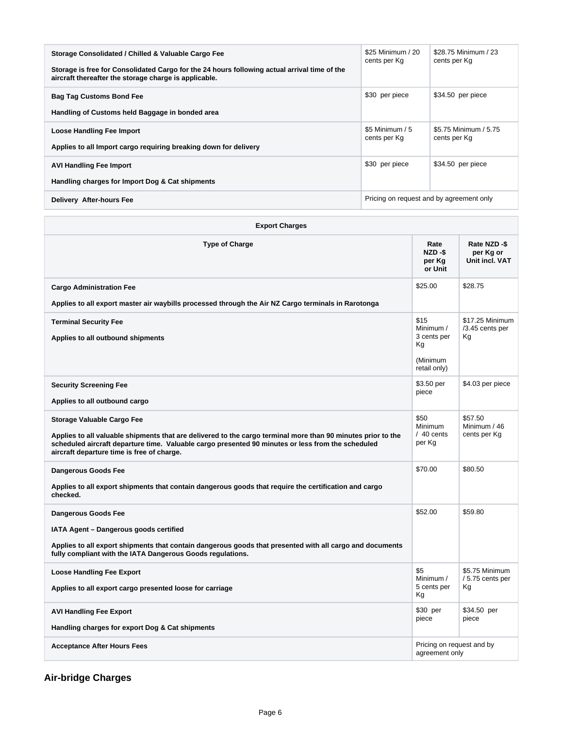| | | |
|---|---|---|
| **Storage Consolidated / Chilled & Valuable Cargo Fee**<br><br>**Storage is free for Consolidated Cargo for the 24 hours following actual arrival time of the aircraft thereafter the storage charge is applicable.** | $25 Minimum / 20 cents per Kg | $28.75 Minimum / 23 cents per Kg |
| **Bag Tag Customs Bond Fee**<br><br>**Handling of Customs held Baggage in bonded area** | $30 per piece | $34.50 per piece |
| **Loose Handling Fee Import**<br><br>**Applies to all Import cargo requiring breaking down for delivery** | $5 Minimum / 5 cents per Kg | $5.75 Minimum / 5.75 cents per Kg |
| **AVI Handling Fee Import**<br><br>**Handling charges for Import Dog & Cat shipments** | $30 per piece | $34.50 per piece |
| **Delivery After-hours Fee** | Pricing on request and by agreement only | |

| **Export Charges** | | |
|---|---|---|
| **Type of Charge** | **Rate NZD -$ per Kg or Unit** | **Rate NZD -$ per Kg or Unit incl. VAT** |
| **Cargo Administration Fee**<br><br>**Applies to all export master air waybills processed through the Air NZ Cargo terminals in Rarotonga** | $25.00 | $28.75 |
| **Terminal Security Fee**<br><br>**Applies to all outbound shipments** | $15 Minimum / 3 cents per Kg<br><br>(Minimum retail only) | $17.25 Minimum /3.45 cents per Kg |
| **Security Screening Fee**<br><br>**Applies to all outbound cargo** | $3.50 per piece | $4.03 per piece |
| **Storage Valuable Cargo Fee**<br><br>**Applies to all valuable shipments that are delivered to the cargo terminal more than 90 minutes prior to the scheduled aircraft departure time. Valuable cargo presented 90 minutes or less from the scheduled aircraft departure time is free of charge.** | $50 Minimum / 40 cents per Kg | $57.50 Minimum / 46 cents per Kg |
| **Dangerous Goods Fee**<br><br>**Applies to all export shipments that contain dangerous goods that require the certification and cargo checked.** | $70.00 | $80.50 |
| **Dangerous Goods Fee**<br><br>**IATA Agent – Dangerous goods certified**<br><br>**Applies to all export shipments that contain dangerous goods that presented with all cargo and documents fully compliant with the IATA Dangerous Goods regulations.** | $52.00 | $59.80 |
| **Loose Handling Fee Export**<br><br>**Applies to all export cargo presented loose for carriage** | $5 Minimum / 5 cents per Kg | $5.75 Minimum / 5.75 cents per Kg |
| **AVI Handling Fee Export**<br><br>**Handling charges for export Dog & Cat shipments** | $30 per piece | $34.50 per piece |
| **Acceptance After Hours Fees** | Pricing on request and by agreement only | |

## Air-bridge Charges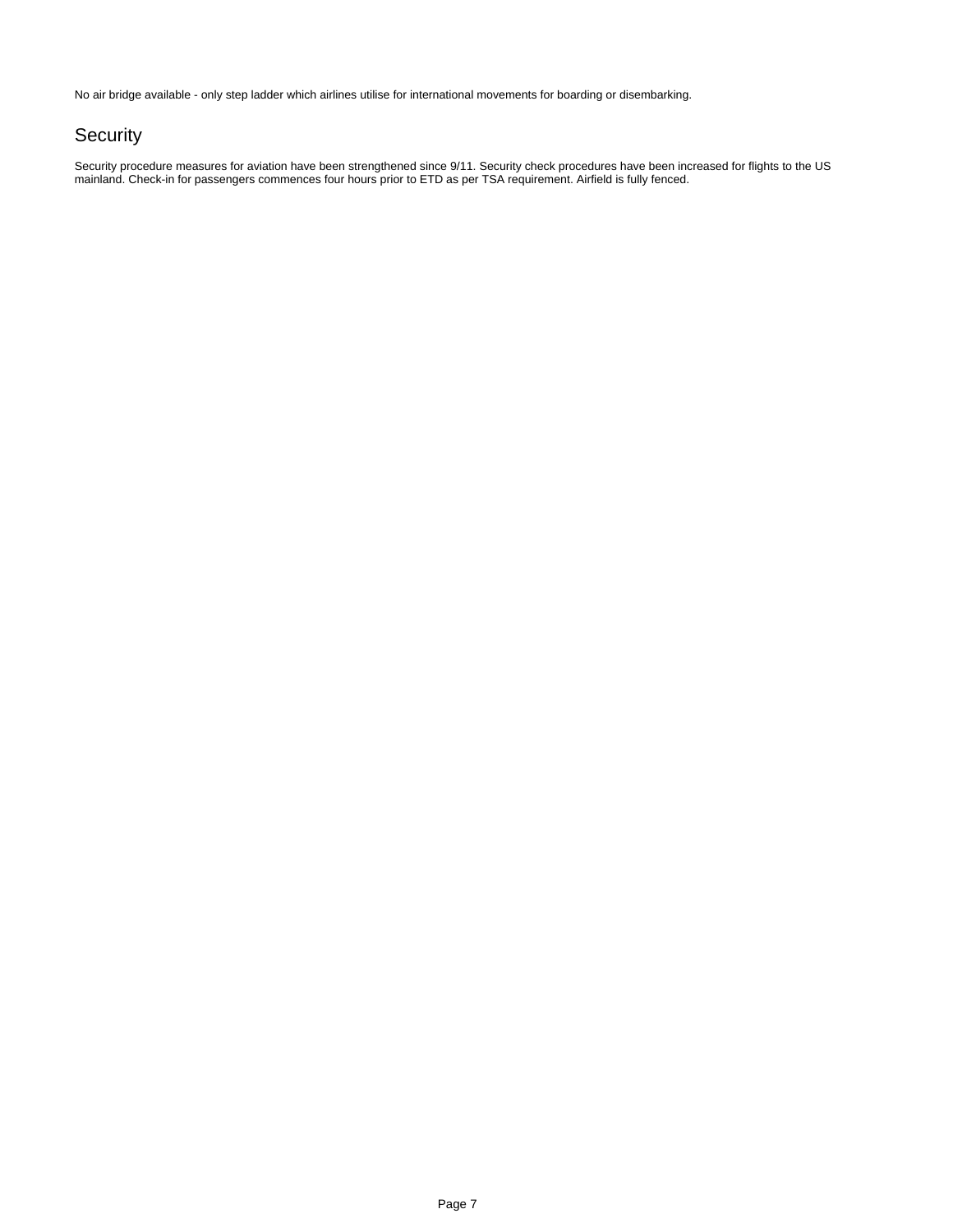No air bridge available - only step ladder which airlines utilise for international movements for boarding or disembarking.

## Security

Security procedure measures for aviation have been strengthened since 9/11. Security check procedures have been increased for flights to the US mainland. Check-in for passengers commences four hours prior to ETD as per TSA requirement. Airfield is fully fenced.